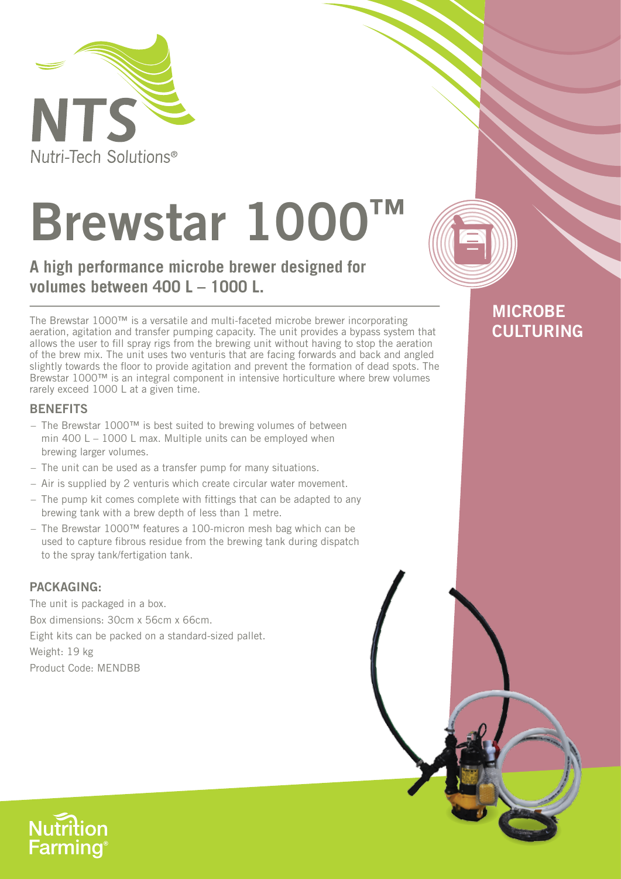NTS
Nutri-Tech Solutions®

# Brewstar 1000™

## A high performance microbe brewer designed for volumes between 400 L – 1000 L.

**MICROBE CULTURING**

The Brewstar 1000™ is a versatile and multi-faceted microbe brewer incorporating aeration, agitation and transfer pumping capacity. The unit provides a bypass system that allows the user to fill spray rigs from the brewing unit without having to stop the aeration of the brew mix. The unit uses two venturis that are facing forwards and back and angled slightly towards the floor to provide agitation and prevent the formation of dead spots. The Brewstar 1000™ is an integral component in intensive horticulture where brew volumes rarely exceed 1000 L at a given time.

### BENEFITS

- The Brewstar 1000™ is best suited to brewing volumes of between min 400 L – 1000 L max. Multiple units can be employed when brewing larger volumes.
- The unit can be used as a transfer pump for many situations.
- Air is supplied by 2 venturis which create circular water movement.
- The pump kit comes complete with fittings that can be adapted to any brewing tank with a brew depth of less than 1 metre.
- The Brewstar 1000™ features a 100-micron mesh bag which can be used to capture fibrous residue from the brewing tank during dispatch to the spray tank/fertigation tank.

### PACKAGING:

The unit is packaged in a box.

Box dimensions: 30cm x 56cm x 66cm.

Eight kits can be packed on a standard-sized pallet.

Weight: 19 kg

Product Code: MENDBB

Nutrition Farming®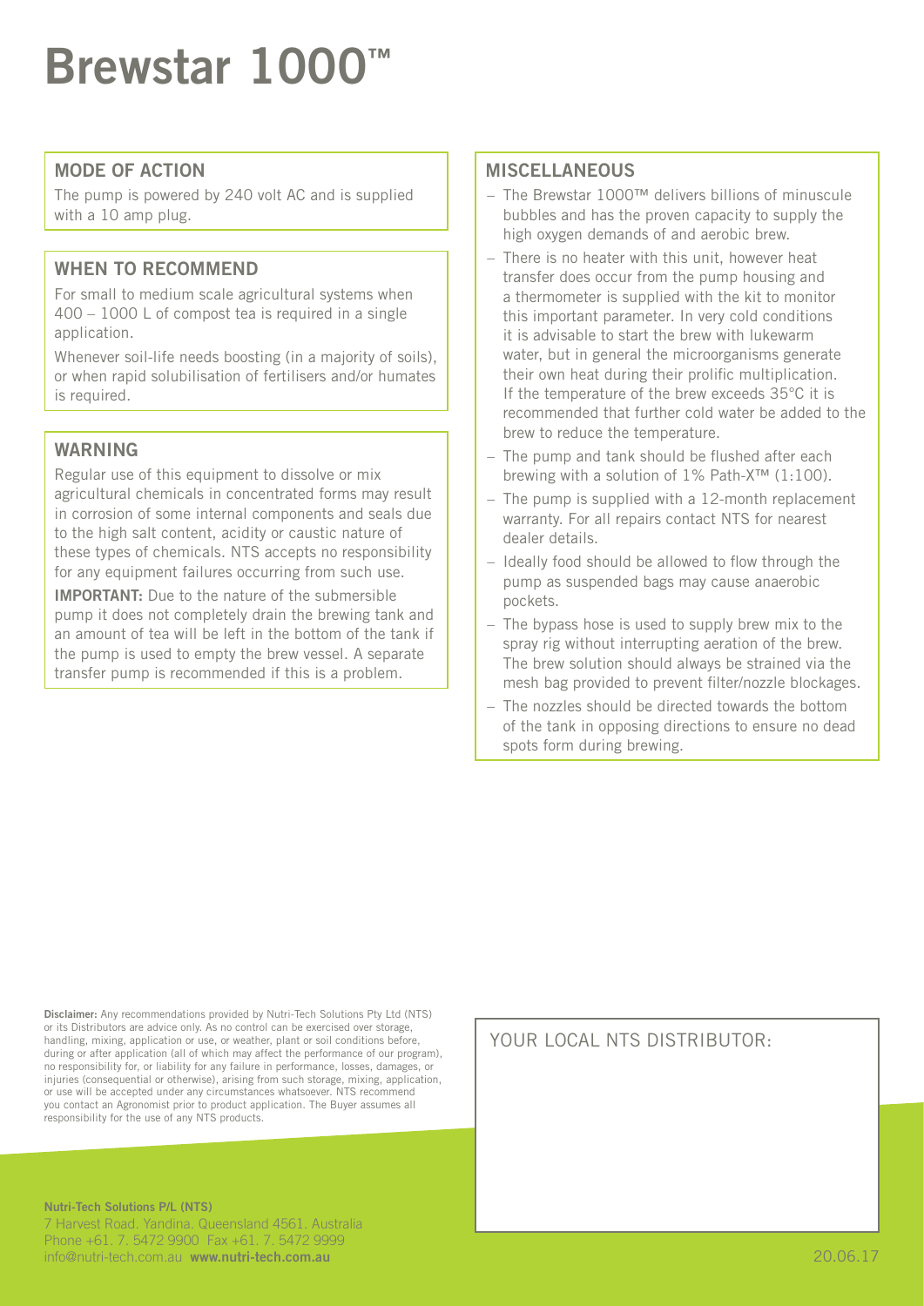# Brewstar 1000™

## MODE OF ACTION

The pump is powered by 240 volt AC and is supplied with a 10 amp plug.

## WHEN TO RECOMMEND

For small to medium scale agricultural systems when 400 – 1000 L of compost tea is required in a single application.

Whenever soil-life needs boosting (in a majority of soils), or when rapid solubilisation of fertilisers and/or humates is required.

## WARNING

Regular use of this equipment to dissolve or mix agricultural chemicals in concentrated forms may result in corrosion of some internal components and seals due to the high salt content, acidity or caustic nature of these types of chemicals. NTS accepts no responsibility for any equipment failures occurring from such use.

**IMPORTANT:** Due to the nature of the submersible pump it does not completely drain the brewing tank and an amount of tea will be left in the bottom of the tank if the pump is used to empty the brew vessel. A separate transfer pump is recommended if this is a problem.

## MISCELLANEOUS

- The Brewstar 1000™ delivers billions of minuscule bubbles and has the proven capacity to supply the high oxygen demands of and aerobic brew.
- There is no heater with this unit, however heat transfer does occur from the pump housing and a thermometer is supplied with the kit to monitor this important parameter. In very cold conditions it is advisable to start the brew with lukewarm water, but in general the microorganisms generate their own heat during their prolific multiplication. If the temperature of the brew exceeds 35°C it is recommended that further cold water be added to the brew to reduce the temperature.
- The pump and tank should be flushed after each brewing with a solution of 1% Path-X™ (1:100).
- The pump is supplied with a 12-month replacement warranty. For all repairs contact NTS for nearest dealer details.
- Ideally food should be allowed to flow through the pump as suspended bags may cause anaerobic pockets.
- The bypass hose is used to supply brew mix to the spray rig without interrupting aeration of the brew. The brew solution should always be strained via the mesh bag provided to prevent filter/nozzle blockages.
- The nozzles should be directed towards the bottom of the tank in opposing directions to ensure no dead spots form during brewing.

**Disclaimer:** Any recommendations provided by Nutri-Tech Solutions Pty Ltd (NTS) or its Distributors are advice only. As no control can be exercised over storage, handling, mixing, application or use, or weather, plant or soil conditions before, during or after application (all of which may affect the performance of our program), no responsibility for, or liability for any failure in performance, losses, damages, or injuries (consequential or otherwise), arising from such storage, mixing, application, or use will be accepted under any circumstances whatsoever. NTS recommend you contact an Agronomist prior to product application. The Buyer assumes all responsibility for the use of any NTS products.

YOUR LOCAL NTS DISTRIBUTOR:

**Nutri-Tech Solutions P/L (NTS)**
7 Harvest Road. Yandina. Queensland 4561. Australia
Phone +61. 7. 5472 9900 Fax +61. 7. 5472 9999
info@nutri-tech.com.au **www.nutri-tech.com.au**

20.06.17